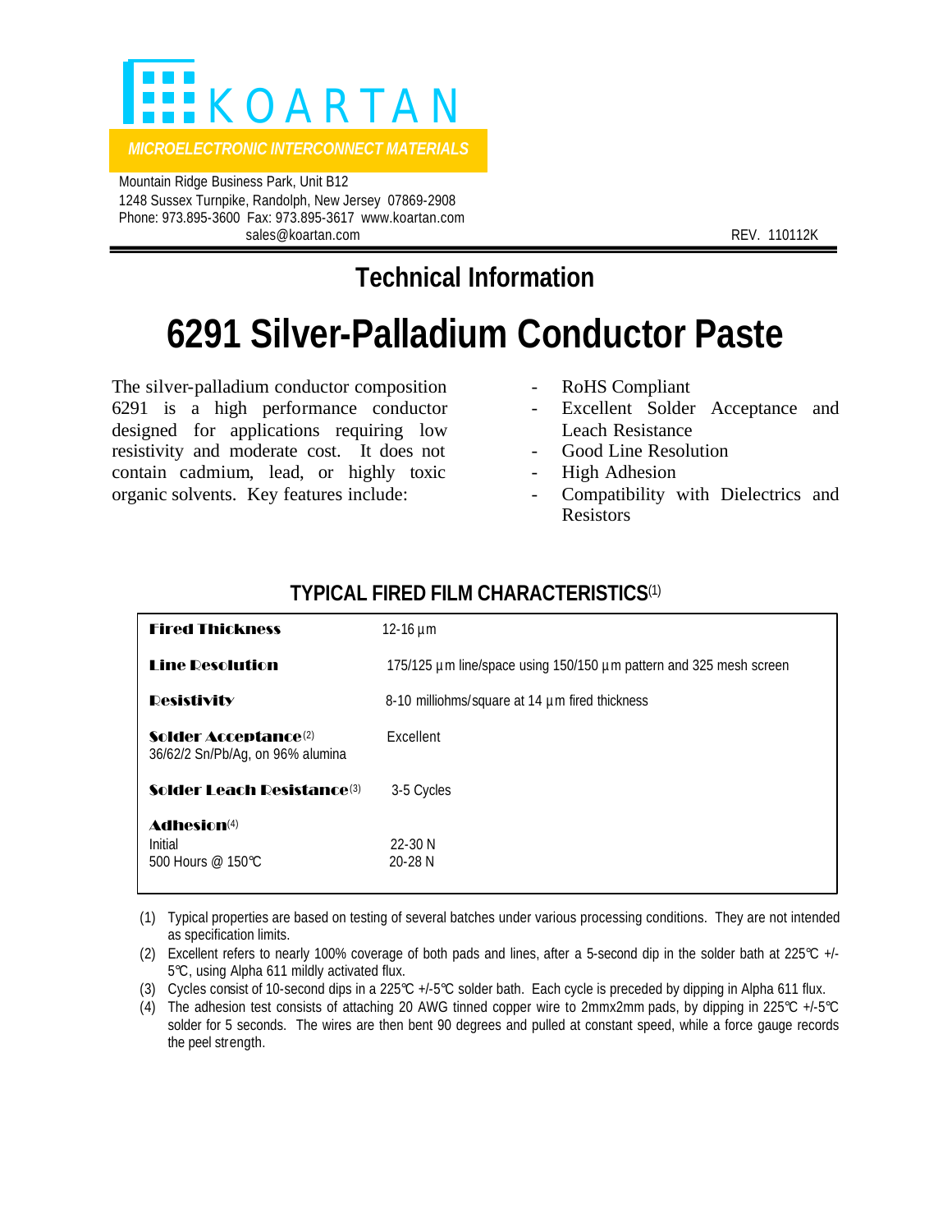# KOARTAN

*MICROELECTRONIC INTERCONNECT MATERIALS*

Mountain Ridge Business Park, Unit B12
1248 Sussex Turnpike, Randolph, New Jersey 07869-2908
Phone: 973.895-3600 Fax: 973.895-3617 www.koartan.com
sales@koartan.com

REV. 110112K

## Technical Information

# 6291 Silver-Palladium Conductor Paste

The silver-palladium conductor composition 6291 is a high performance conductor designed for applications requiring low resistivity and moderate cost. It does not contain cadmium, lead, or highly toxic organic solvents. Key features include:

- RoHS Compliant
- Excellent Solder Acceptance and Leach Resistance
- Good Line Resolution
- High Adhesion
- Compatibility with Dielectrics and Resistors

### TYPICAL FIRED FILM CHARACTERISTICS(1)

| Property | Value |
|---|---|
| **Fired Thickness** | 12-16 µm |
| **Line Resolution** | 175/125 µm line/space using 150/150 µm pattern and 325 mesh screen |
| **Resistivity** | 8-10 milliohms/square at 14 µm fired thickness |
| **Solder Acceptance**(2) 36/62/2 Sn/Pb/Ag, on 96% alumina | Excellent |
| **Solder Leach Resistance**(3) | 3-5 Cycles |
| **Adhesion**(4) | |
| Initial | 22-30 N |
| 500 Hours @ 150°C | 20-28 N |

(1) Typical properties are based on testing of several batches under various processing conditions. They are not intended as specification limits.

(2) Excellent refers to nearly 100% coverage of both pads and lines, after a 5-second dip in the solder bath at 225°C +/-5°C, using Alpha 611 mildly activated flux.

(3) Cycles consist of 10-second dips in a 225°C +/-5°C solder bath. Each cycle is preceded by dipping in Alpha 611 flux.

(4) The adhesion test consists of attaching 20 AWG tinned copper wire to 2mmx2mm pads, by dipping in 225°C +/-5°C solder for 5 seconds. The wires are then bent 90 degrees and pulled at constant speed, while a force gauge records the peel strength.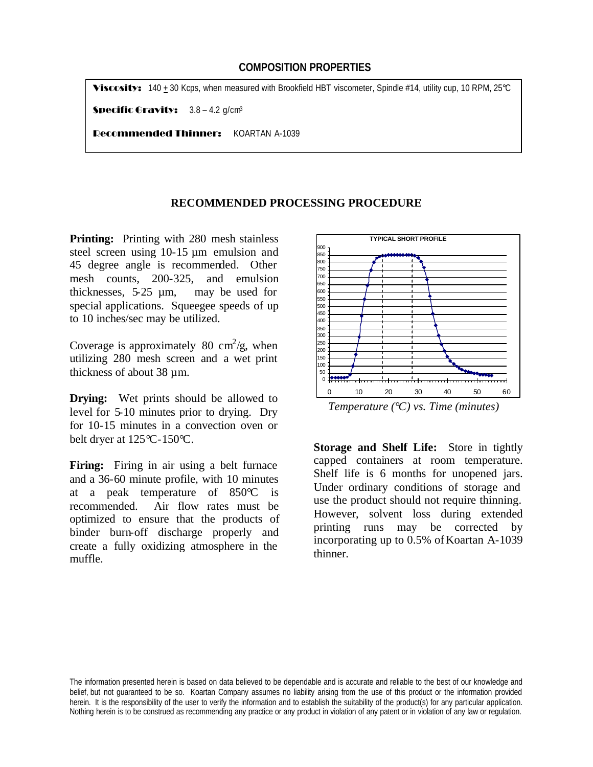## COMPOSITION PROPERTIES

**Viscosity:** 140 ± 30 Kcps, when measured with Brookfield HBT viscometer, Spindle #14, utility cup, 10 RPM, 25°C

**Specific Gravity:** 3.8 – 4.2 g/cm³

**Recommended Thinner:** KOARTAN A-1039

## RECOMMENDED PROCESSING PROCEDURE

**Printing:** Printing with 280 mesh stainless steel screen using 10-15 µm emulsion and 45 degree angle is recommended. Other mesh counts, 200-325, and emulsion thicknesses, 5-25 µm, may be used for special applications. Squeegee speeds of up to 10 inches/sec may be utilized.

Coverage is approximately 80 $cm^2/g$, when utilizing 280 mesh screen and a wet print thickness of about 38 µm.

**Drying:** Wet prints should be allowed to level for 5-10 minutes prior to drying. Dry for 10-15 minutes in a convection oven or belt dryer at 125°C-150°C.

**Firing:** Firing in air using a belt furnace and a 36-60 minute profile, with 10 minutes at a peak temperature of 850°C is recommended. Air flow rates must be optimized to ensure that the products of binder burn-off discharge properly and create a fully oxidizing atmosphere in the muffle.

TYPICAL SHORT PROFILE

900
850
800
750
700
650
600
550
500
450
400
350
300
250
200
150
100
50
0

0 10 20 30 40 50 60

*Temperature (°C) vs. Time (minutes)*

**Storage and Shelf Life:** Store in tightly capped containers at room temperature. Shelf life is 6 months for unopened jars. Under ordinary conditions of storage and use the product should not require thinning. However, solvent loss during extended printing runs may be corrected by incorporating up to 0.5% of Koartan A-1039 thinner.

The information presented herein is based on data believed to be dependable and is accurate and reliable to the best of our knowledge and belief, but not guaranteed to be so. Koartan Company assumes no liability arising from the use of this product or the information provided herein. It is the responsibility of the user to verify the information and to establish the suitability of the product(s) for any particular application. Nothing herein is to be construed as recommending any practice or any product in violation of any patent or in violation of any law or regulation.